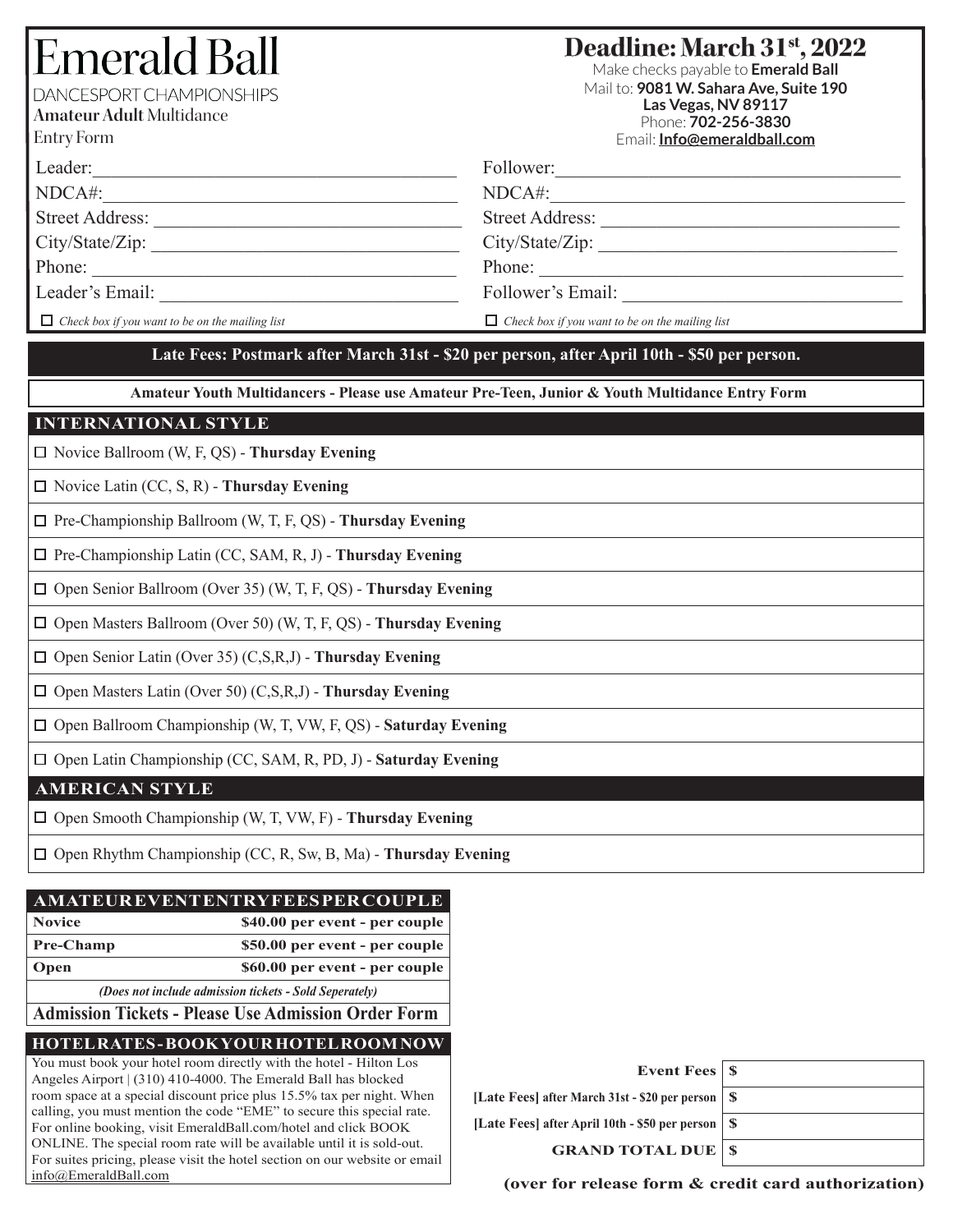# Emerald Ball

DANCESPORT CHAMPIONSHIPS

**Amateur Adult** Multidance

Entry Form

## Deadline: March 31st, 2022

Make checks payable to **Emerald Ball**

Mail to: **9081 W. Sahara Ave, Suite 190**
**Las Vegas, NV 89117**

Phone: **702-256-3830**

Email: **Info@emeraldball.com**

| | |
|---|---|
| Leader:______________________ | Follower:______________________ |
| NDCA#:______________________ | NDCA#:______________________ |
| Street Address: ______________________ | Street Address: ______________________ |
| City/State/Zip: ______________________ | City/State/Zip: ______________________ |
| Phone: ______________________ | Phone: ______________________ |
| Leader's Email: ______________________ | Follower's Email: ______________________ |
| ☐ *Check box if you want to be on the mailing list* | ☐ *Check box if you want to be on the mailing list* |

**Late Fees: Postmark after March 31st - $20 per person, after April 10th - $50 per person.**

**Amateur Youth Multidancers - Please use Amateur Pre-Teen, Junior & Youth Multidance Entry Form**

### INTERNATIONAL STYLE

- ☐ Novice Ballroom (W, F, QS) - **Thursday Evening**
- ☐ Novice Latin (CC, S, R) - **Thursday Evening**
- ☐ Pre-Championship Ballroom (W, T, F, QS) - **Thursday Evening**
- ☐ Pre-Championship Latin (CC, SAM, R, J) - **Thursday Evening**
- ☐ Open Senior Ballroom (Over 35) (W, T, F, QS) - **Thursday Evening**
- ☐ Open Masters Ballroom (Over 50) (W, T, F, QS) - **Thursday Evening**
- ☐ Open Senior Latin (Over 35) (C,S,R,J) - **Thursday Evening**
- ☐ Open Masters Latin (Over 50) (C,S,R,J) - **Thursday Evening**
- ☐ Open Ballroom Championship (W, T, VW, F, QS) - **Saturday Evening**
- ☐ Open Latin Championship (CC, SAM, R, PD, J) - **Saturday Evening**

### AMERICAN STYLE

- ☐ Open Smooth Championship (W, T, VW, F) - **Thursday Evening**
- ☐ Open Rhythm Championship (CC, R, Sw, B, Ma) - **Thursday Evening**

| AMATEUR EVENT ENTRY FEES PER COUPLE | |
|---|---|
| **Novice** | **$40.00 per event - per couple** |
| **Pre-Champ** | **$50.00 per event - per couple** |
| **Open** | **$60.00 per event - per couple** |

*(Does not include admission tickets - Sold Seperately)*

**Admission Tickets - Please Use Admission Order Form**

### HOTEL RATES - BOOK YOUR HOTEL ROOM NOW

You must book your hotel room directly with the hotel - Hilton Los Angeles Airport | (310) 410-4000. The Emerald Ball has blocked room space at a special discount price plus 15.5% tax per night. When calling, you must mention the code "EME" to secure this special rate. For online booking, visit EmeraldBall.com/hotel and click BOOK ONLINE. The special room rate will be available until it is sold-out. For suites pricing, please visit the hotel section on our website or email info@EmeraldBall.com

| | |
|---|---|
| **Event Fees** | $ |
| **[Late Fees] after March 31st - $20 per person** | $ |
| **[Late Fees] after April 10th - $50 per person** | $ |
| **GRAND TOTAL DUE** | $ |

**(over for release form & credit card authorization)**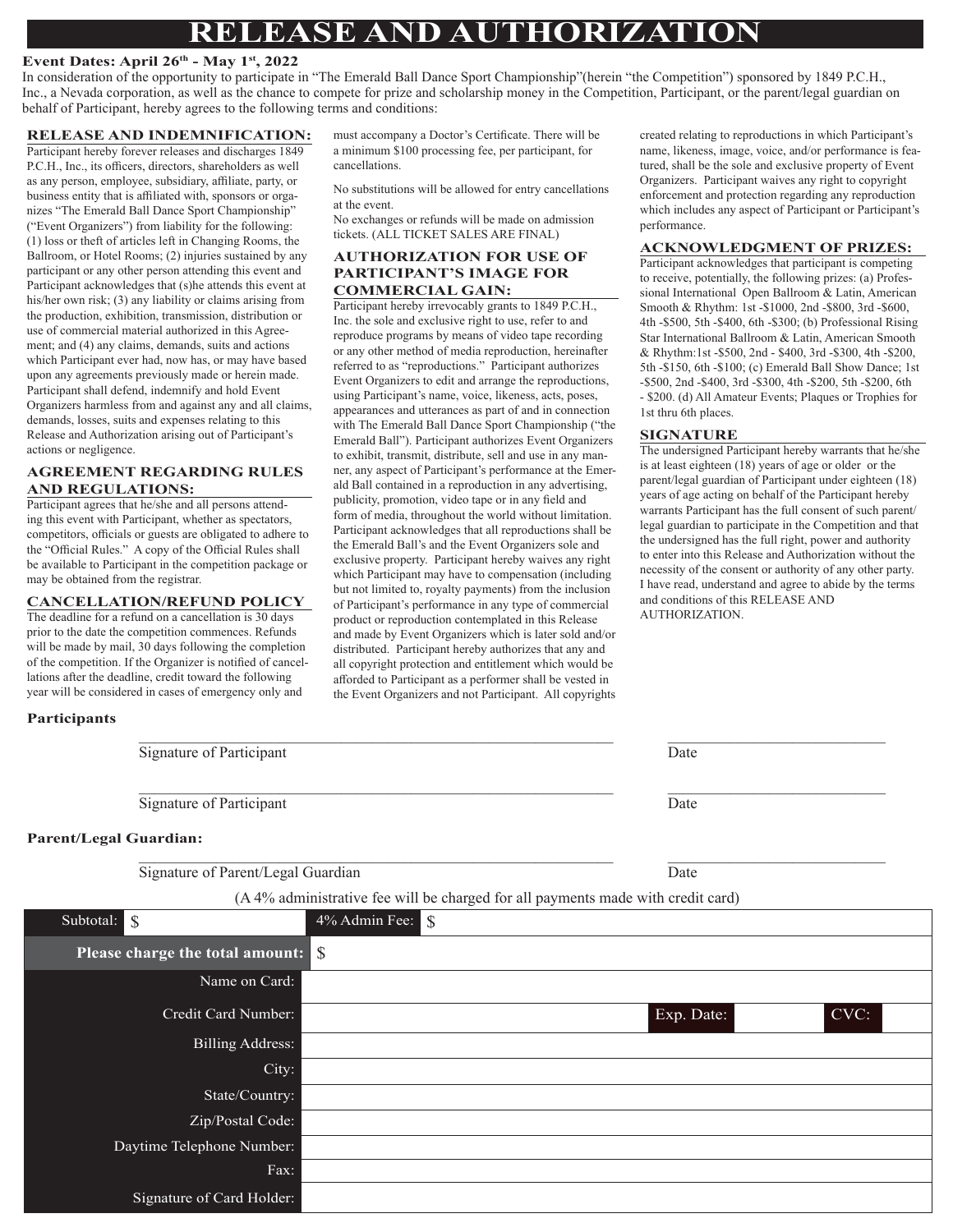# RELEASE AND AUTHORIZATION

**Event Dates: April 26th - May 1st, 2022**

In consideration of the opportunity to participate in "The Emerald Ball Dance Sport Championship"(herein "the Competition") sponsored by 1849 P.C.H., Inc., a Nevada corporation, as well as the chance to compete for prize and scholarship money in the Competition, Participant, or the parent/legal guardian on behalf of Participant, hereby agrees to the following terms and conditions:

## RELEASE AND INDEMNIFICATION:

Participant hereby forever releases and discharges 1849 P.C.H., Inc., its officers, directors, shareholders as well as any person, employee, subsidiary, affiliate, party, or business entity that is affiliated with, sponsors or organizes "The Emerald Ball Dance Sport Championship" ("Event Organizers") from liability for the following: (1) loss or theft of articles left in Changing Rooms, the Ballroom, or Hotel Rooms; (2) injuries sustained by any participant or any other person attending this event and Participant acknowledges that (s)he attends this event at his/her own risk; (3) any liability or claims arising from the production, exhibition, transmission, distribution or use of commercial material authorized in this Agreement; and (4) any claims, demands, suits and actions which Participant ever had, now has, or may have based upon any agreements previously made or herein made. Participant shall defend, indemnify and hold Event Organizers harmless from and against any and all claims, demands, losses, suits and expenses relating to this Release and Authorization arising out of Participant's actions or negligence.

## AGREEMENT REGARDING RULES AND REGULATIONS:

Participant agrees that he/she and all persons attending this event with Participant, whether as spectators, competitors, officials or guests are obligated to adhere to the "Official Rules." A copy of the Official Rules shall be available to Participant in the competition package or may be obtained from the registrar.

## CANCELLATION/REFUND POLICY

The deadline for a refund on a cancellation is 30 days prior to the date the competition commences. Refunds will be made by mail, 30 days following the completion of the competition. If the Organizer is notified of cancellations after the deadline, credit toward the following year will be considered in cases of emergency only and must accompany a Doctor's Certificate. There will be a minimum $100 processing fee, per participant, for cancellations.

No substitutions will be allowed for entry cancellations at the event.

No exchanges or refunds will be made on admission tickets. (ALL TICKET SALES ARE FINAL)

## AUTHORIZATION FOR USE OF PARTICIPANT'S IMAGE FOR COMMERCIAL GAIN:

Participant hereby irrevocably grants to 1849 P.C.H., Inc. the sole and exclusive right to use, refer to and reproduce programs by means of video tape recording or any other method of media reproduction, hereinafter referred to as "reproductions." Participant authorizes Event Organizers to edit and arrange the reproductions, using Participant's name, voice, likeness, acts, poses, appearances and utterances as part of and in connection with The Emerald Ball Dance Sport Championship ("the Emerald Ball"). Participant authorizes Event Organizers to exhibit, transmit, distribute, sell and use in any manner, any aspect of Participant's performance at the Emerald Ball contained in a reproduction in any advertising, publicity, promotion, video tape or in any field and form of media, throughout the world without limitation. Participant acknowledges that all reproductions shall be the Emerald Ball's and the Event Organizers sole and exclusive property. Participant hereby waives any right which Participant may have to compensation (including but not limited to, royalty payments) from the inclusion of Participant's performance in any type of commercial product or reproduction contemplated in this Release and made by Event Organizers which is later sold and/or distributed. Participant hereby authorizes that any and all copyright protection and entitlement which would be afforded to Participant as a performer shall be vested in the Event Organizers and not Participant. All copyrights created relating to reproductions in which Participant's name, likeness, image, voice, and/or performance is featured, shall be the sole and exclusive property of Event Organizers. Participant waives any right to copyright enforcement and protection regarding any reproduction which includes any aspect of Participant or Participant's performance.

## ACKNOWLEDGMENT OF PRIZES:

Participant acknowledges that participant is competing to receive, potentially, the following prizes: (a) Professional International Open Ballroom & Latin, American Smooth & Rhythm: 1st -$1000, 2nd -$800, 3rd -$600, 4th -$500, 5th -$400, 6th -$300; (b) Professional Rising Star International Ballroom & Latin, American Smooth & Rhythm:1st -$500, 2nd - $400, 3rd -$300, 4th -$200, 5th -$150, 6th -$100; (c) Emerald Ball Show Dance; 1st -$500, 2nd -$400, 3rd -$300, 4th -$200, 5th -$200, 6th - $200. (d) All Amateur Events; Plaques or Trophies for 1st thru 6th places.

## SIGNATURE

The undersigned Participant hereby warrants that he/she is at least eighteen (18) years of age or older or the parent/legal guardian of Participant under eighteen (18) years of age acting on behalf of the Participant hereby warrants Participant has the full consent of such parent/legal guardian to participate in the Competition and that the undersigned has the full right, power and authority to enter into this Release and Authorization without the necessity of the consent or authority of any other party. I have read, understand and agree to abide by the terms and conditions of this RELEASE AND AUTHORIZATION.

**Participants**

_______________________________________ Signature of Participant ____________________ Date

_______________________________________ Signature of Participant ____________________ Date

**Parent/Legal Guardian:**

_______________________________________ Signature of Parent/Legal Guardian ____________________ Date

(A 4% administrative fee will be charged for all payments made with credit card)

| | | | | | |
|---|---|---|---|---|---|
| Subtotal: | $ | 4% Admin Fee: $ | | | |
| **Please charge the total amount:** | $ | | | | |
| Name on Card: | | | | | |
| Credit Card Number: | | Exp. Date: | | CVC: | |
| Billing Address: | | | | | |
| City: | | | | | |
| State/Country: | | | | | |
| Zip/Postal Code: | | | | | |
| Daytime Telephone Number: | | | | | |
| Fax: | | | | | |
| Signature of Card Holder: | | | | | |